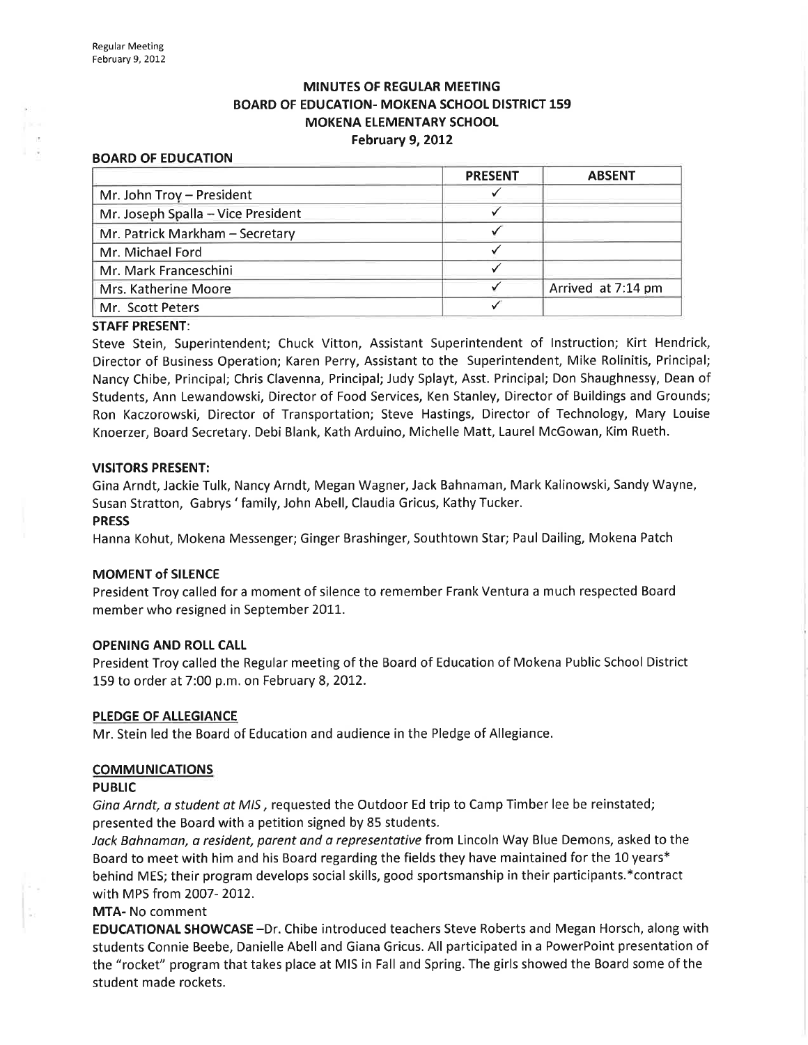# MINUTES OF REGULAR MEETING
# BOARD OF EDUCATION- MOKENA SCHOOL DISTRICT 159
# MOKENA ELEMENTARY SCHOOL
# February 9, 2012

## BOARD OF EDUCATION

| | PRESENT | ABSENT |
|---|---|---|
| Mr. John Troy – President | ✓ | |
| Mr. Joseph Spalla – Vice President | ✓ | |
| Mr. Patrick Markham – Secretary | ✓ | |
| Mr. Michael Ford | ✓ | |
| Mr. Mark Franceschini | ✓ | |
| Mrs. Katherine Moore | ✓ | Arrived at 7:14 pm |
| Mr. Scott Peters | ✓ | |

**STAFF PRESENT:**

Steve Stein, Superintendent; Chuck Vitton, Assistant Superintendent of Instruction; Kirt Hendrick, Director of Business Operation; Karen Perry, Assistant to the Superintendent, Mike Rolinitis, Principal; Nancy Chibe, Principal; Chris Clavenna, Principal; Judy Splayt, Asst. Principal; Don Shaughnessy, Dean of Students, Ann Lewandowski, Director of Food Services, Ken Stanley, Director of Buildings and Grounds; Ron Kaczorowski, Director of Transportation; Steve Hastings, Director of Technology, Mary Louise Knoerzer, Board Secretary. Debi Blank, Kath Arduino, Michelle Matt, Laurel McGowan, Kim Rueth.

**VISITORS PRESENT:**

Gina Arndt, Jackie Tulk, Nancy Arndt, Megan Wagner, Jack Bahnaman, Mark Kalinowski, Sandy Wayne, Susan Stratton, Gabrys ' family, John Abell, Claudia Gricus, Kathy Tucker.

**PRESS**

Hanna Kohut, Mokena Messenger; Ginger Brashinger, Southtown Star; Paul Dailing, Mokena Patch

**MOMENT of SILENCE**

President Troy called for a moment of silence to remember Frank Ventura a much respected Board member who resigned in September 2011.

**OPENING AND ROLL CALL**

President Troy called the Regular meeting of the Board of Education of Mokena Public School District 159 to order at 7:00 p.m. on February 8, 2012.

**PLEDGE OF ALLEGIANCE**

Mr. Stein led the Board of Education and audience in the Pledge of Allegiance.

**COMMUNICATIONS**

**PUBLIC**

*Gina Arndt, a student at MIS*, requested the Outdoor Ed trip to Camp Timber lee be reinstated; presented the Board with a petition signed by 85 students.

*Jack Bahnaman, a resident, parent and a representative* from Lincoln Way Blue Demons, asked to the Board to meet with him and his Board regarding the fields they have maintained for the 10 years* behind MES; their program develops social skills, good sportsmanship in their participants.*contract with MPS from 2007- 2012.

**MTA-** No comment

**EDUCATIONAL SHOWCASE** –Dr. Chibe introduced teachers Steve Roberts and Megan Horsch, along with students Connie Beebe, Danielle Abell and Giana Gricus. All participated in a PowerPoint presentation of the "rocket" program that takes place at MIS in Fall and Spring. The girls showed the Board some of the student made rockets.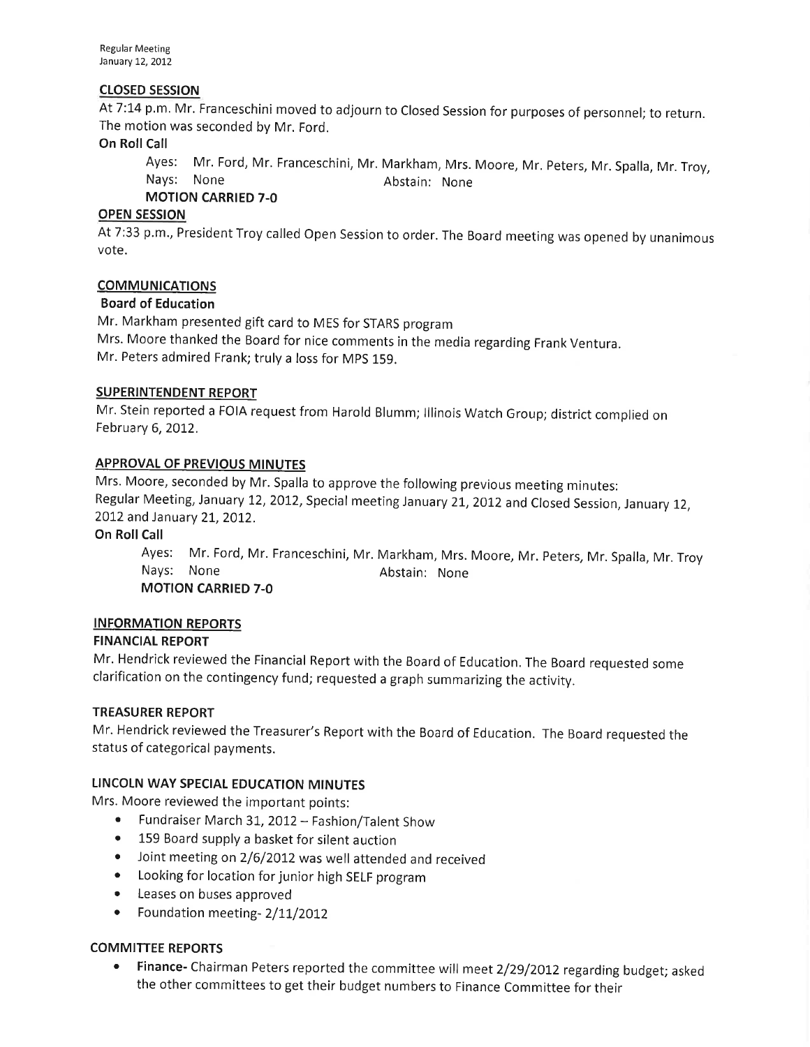## CLOSED SESSION

At 7:14 p.m. Mr. Franceschini moved to adjourn to Closed Session for purposes of personnel; to return. The motion was seconded by Mr. Ford.

**On Roll Call**

Ayes: Mr. Ford, Mr. Franceschini, Mr. Markham, Mrs. Moore, Mr. Peters, Mr. Spalla, Mr. Troy,
Nays: None Abstain: None

**MOTION CARRIED 7-0**

## OPEN SESSION

At 7:33 p.m., President Troy called Open Session to order. The Board meeting was opened by unanimous vote.

## COMMUNICATIONS

**Board of Education**

Mr. Markham presented gift card to MES for STARS program
Mrs. Moore thanked the Board for nice comments in the media regarding Frank Ventura.
Mr. Peters admired Frank; truly a loss for MPS 159.

## SUPERINTENDENT REPORT

Mr. Stein reported a FOIA request from Harold Blumm; Illinois Watch Group; district complied on February 6, 2012.

## APPROVAL OF PREVIOUS MINUTES

Mrs. Moore, seconded by Mr. Spalla to approve the following previous meeting minutes:
Regular Meeting, January 12, 2012, Special meeting January 21, 2012 and Closed Session, January 12, 2012 and January 21, 2012.

**On Roll Call**

Ayes: Mr. Ford, Mr. Franceschini, Mr. Markham, Mrs. Moore, Mr. Peters, Mr. Spalla, Mr. Troy
Nays: None Abstain: None

**MOTION CARRIED 7-0**

## INFORMATION REPORTS

### FINANCIAL REPORT

Mr. Hendrick reviewed the Financial Report with the Board of Education. The Board requested some clarification on the contingency fund; requested a graph summarizing the activity.

### TREASURER REPORT

Mr. Hendrick reviewed the Treasurer's Report with the Board of Education. The Board requested the status of categorical payments.

### LINCOLN WAY SPECIAL EDUCATION MINUTES

Mrs. Moore reviewed the important points:

- Fundraiser March 31, 2012 – Fashion/Talent Show
- 159 Board supply a basket for silent auction
- Joint meeting on 2/6/2012 was well attended and received
- Looking for location for junior high SELF program
- Leases on buses approved
- Foundation meeting- 2/11/2012

### COMMITTEE REPORTS

- **Finance-** Chairman Peters reported the committee will meet 2/29/2012 regarding budget; asked the other committees to get their budget numbers to Finance Committee for their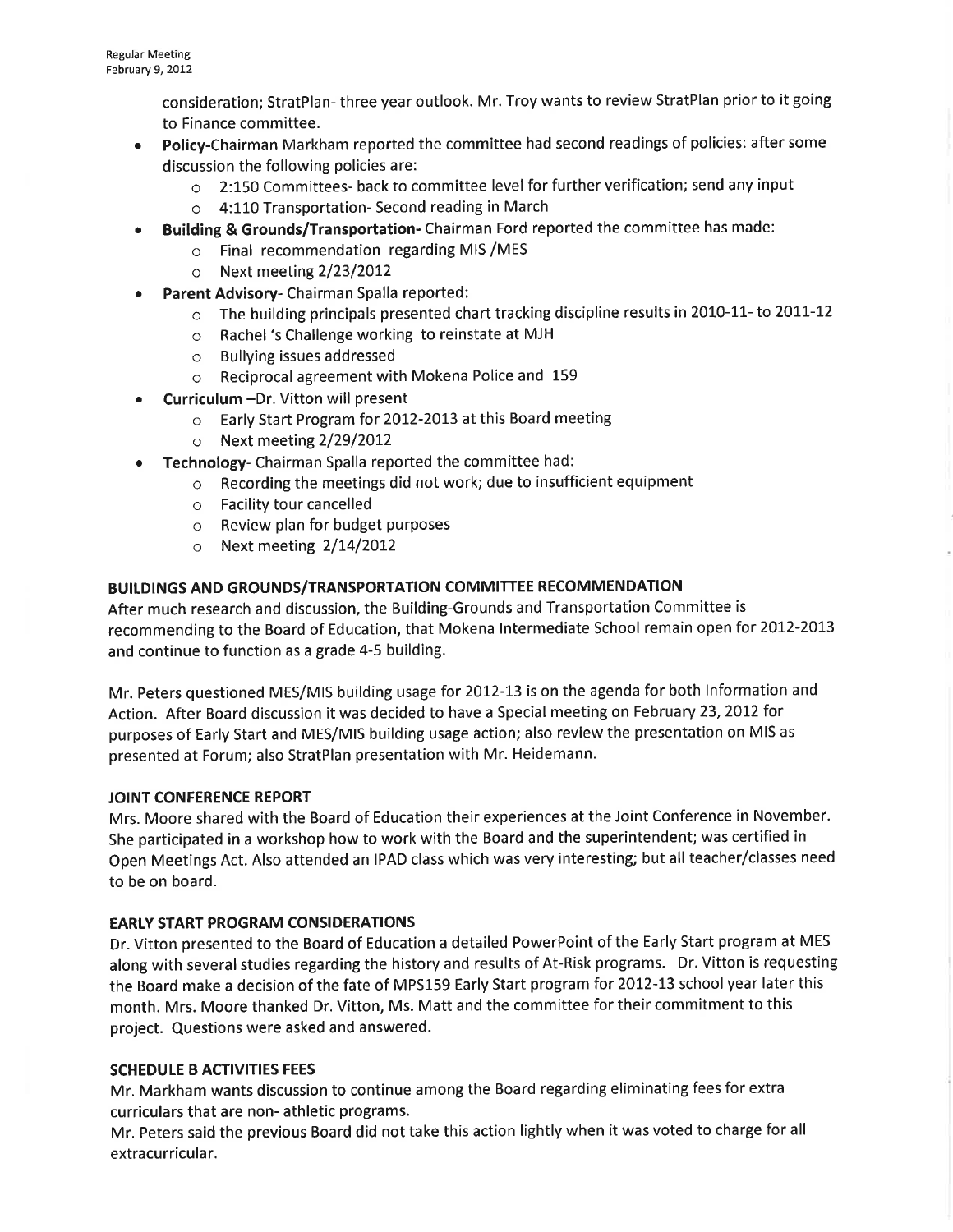consideration; StratPlan- three year outlook. Mr. Troy wants to review StratPlan prior to it going to Finance committee.

- **Policy**-Chairman Markham reported the committee had second readings of policies: after some discussion the following policies are:
  - 2:150 Committees- back to committee level for further verification; send any input
  - 4:110 Transportation- Second reading in March
- **Building & Grounds/Transportation-** Chairman Ford reported the committee has made:
  - Final recommendation regarding MIS /MES
  - Next meeting 2/23/2012
- **Parent Advisory**- Chairman Spalla reported:
  - The building principals presented chart tracking discipline results in 2010-11- to 2011-12
  - Rachel 's Challenge working to reinstate at MJH
  - Bullying issues addressed
  - Reciprocal agreement with Mokena Police and 159
- **Curriculum** –Dr. Vitton will present
  - Early Start Program for 2012-2013 at this Board meeting
  - Next meeting 2/29/2012
- **Technology**- Chairman Spalla reported the committee had:
  - Recording the meetings did not work; due to insufficient equipment
  - Facility tour cancelled
  - Review plan for budget purposes
  - Next meeting 2/14/2012

## BUILDINGS AND GROUNDS/TRANSPORTATION COMMITTEE RECOMMENDATION

After much research and discussion, the Building-Grounds and Transportation Committee is recommending to the Board of Education, that Mokena Intermediate School remain open for 2012-2013 and continue to function as a grade 4-5 building.

Mr. Peters questioned MES/MIS building usage for 2012-13 is on the agenda for both Information and Action. After Board discussion it was decided to have a Special meeting on February 23, 2012 for purposes of Early Start and MES/MIS building usage action; also review the presentation on MIS as presented at Forum; also StratPlan presentation with Mr. Heidemann.

## JOINT CONFERENCE REPORT

Mrs. Moore shared with the Board of Education their experiences at the Joint Conference in November. She participated in a workshop how to work with the Board and the superintendent; was certified in Open Meetings Act. Also attended an IPAD class which was very interesting; but all teacher/classes need to be on board.

## EARLY START PROGRAM CONSIDERATIONS

Dr. Vitton presented to the Board of Education a detailed PowerPoint of the Early Start program at MES along with several studies regarding the history and results of At-Risk programs. Dr. Vitton is requesting the Board make a decision of the fate of MPS159 Early Start program for 2012-13 school year later this month. Mrs. Moore thanked Dr. Vitton, Ms. Matt and the committee for their commitment to this project. Questions were asked and answered.

## SCHEDULE B ACTIVITIES FEES

Mr. Markham wants discussion to continue among the Board regarding eliminating fees for extra curriculars that are non- athletic programs.

Mr. Peters said the previous Board did not take this action lightly when it was voted to charge for all extracurricular.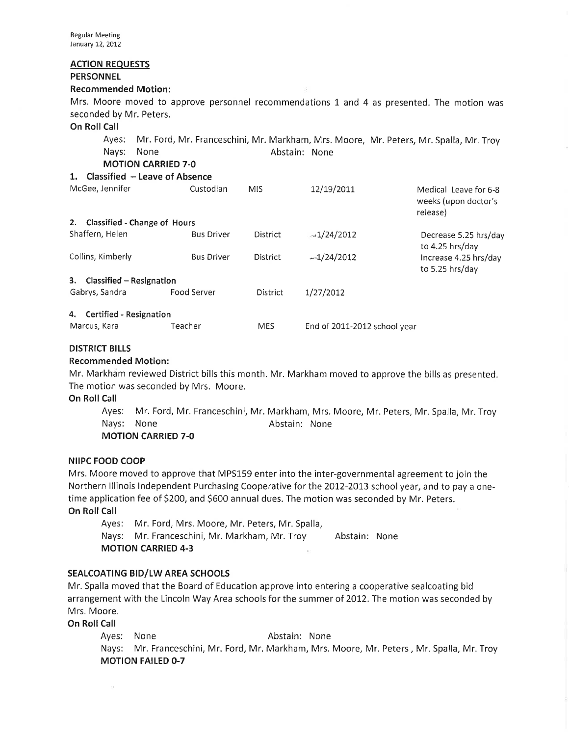Regular Meeting
January 12, 2012

## ACTION REQUESTS

### PERSONNEL

**Recommended Motion:**

Mrs. Moore moved to approve personnel recommendations 1 and 4 as presented. The motion was seconded by Mr. Peters.

**On Roll Call**

Ayes: Mr. Ford, Mr. Franceschini, Mr. Markham, Mrs. Moore, Mr. Peters, Mr. Spalla, Mr. Troy
Nays: None Abstain: None

**MOTION CARRIED 7-0**

**1. Classified – Leave of Absence**

| | | | | |
|---|---|---|---|---|
| McGee, Jennifer | Custodian | MIS | 12/19/2011 | Medical Leave for 6-8 weeks (upon doctor's release) |

**2. Classified - Change of Hours**

| | | | | |
|---|---|---|---|---|
| Shaffern, Helen | Bus Driver | District | 1/24/2012 | Decrease 5.25 hrs/day to 4.25 hrs/day |
| Collins, Kimberly | Bus Driver | District | 1/24/2012 | Increase 4.25 hrs/day to 5.25 hrs/day |

**3. Classified – Resignation**

| | | | |
|---|---|---|---|
| Gabrys, Sandra | Food Server | District | 1/27/2012 |

**4. Certified - Resignation**

| | | | |
|---|---|---|---|
| Marcus, Kara | Teacher | MES | End of 2011-2012 school year |

### DISTRICT BILLS

**Recommended Motion:**

Mr. Markham reviewed District bills this month. Mr. Markham moved to approve the bills as presented. The motion was seconded by Mrs. Moore.

**On Roll Call**

Ayes: Mr. Ford, Mr. Franceschini, Mr. Markham, Mrs. Moore, Mr. Peters, Mr. Spalla, Mr. Troy
Nays: None Abstain: None

**MOTION CARRIED 7-0**

### NIIPC FOOD COOP

Mrs. Moore moved to approve that MPS159 enter into the inter-governmental agreement to join the Northern Illinois Independent Purchasing Cooperative for the 2012-2013 school year, and to pay a one-time application fee of $200, and $600 annual dues. The motion was seconded by Mr. Peters.

**On Roll Call**

Ayes: Mr. Ford, Mrs. Moore, Mr. Peters, Mr. Spalla,
Nays: Mr. Franceschini, Mr. Markham, Mr. Troy Abstain: None

**MOTION CARRIED 4-3**

### SEALCOATING BID/LW AREA SCHOOLS

Mr. Spalla moved that the Board of Education approve into entering a cooperative sealcoating bid arrangement with the Lincoln Way Area schools for the summer of 2012. The motion was seconded by Mrs. Moore.

**On Roll Call**

Ayes: None Abstain: None
Nays: Mr. Franceschini, Mr. Ford, Mr. Markham, Mrs. Moore, Mr. Peters , Mr. Spalla, Mr. Troy

**MOTION FAILED 0-7**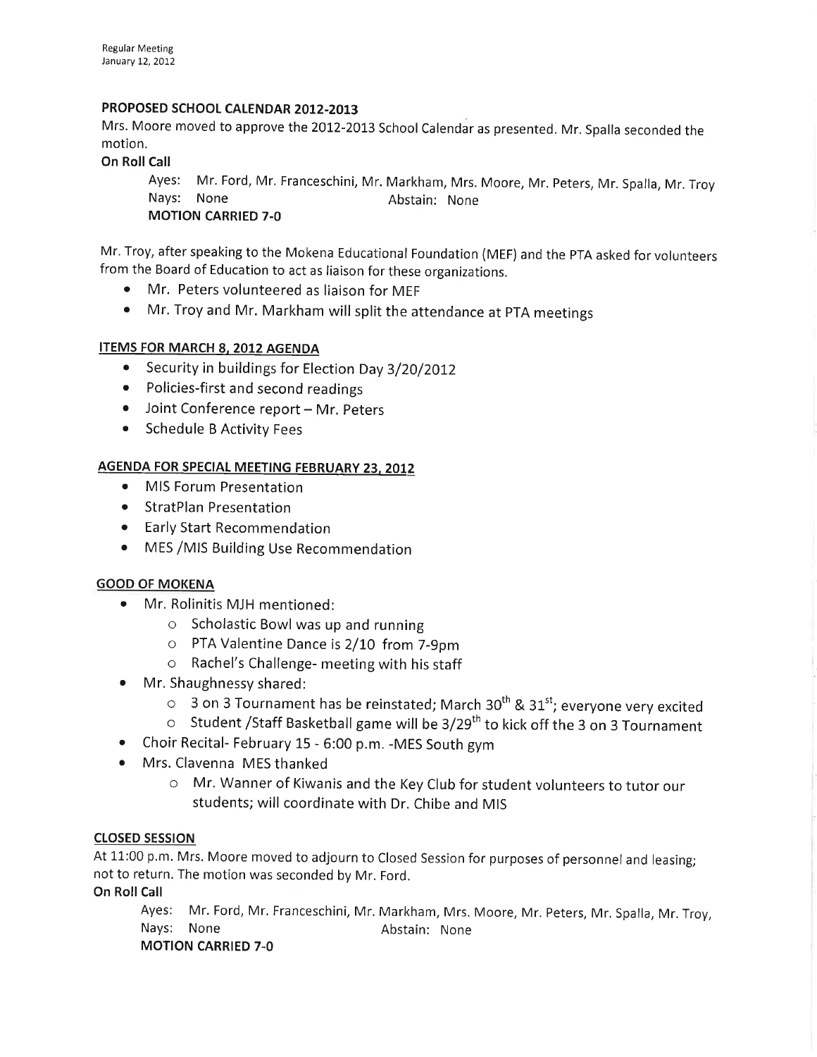**PROPOSED SCHOOL CALENDAR 2012-2013**

Mrs. Moore moved to approve the 2012-2013 School Calendar as presented. Mr. Spalla seconded the motion.

**On Roll Call**

Ayes: Mr. Ford, Mr. Franceschini, Mr. Markham, Mrs. Moore, Mr. Peters, Mr. Spalla, Mr. Troy
Nays: None Abstain: None
**MOTION CARRIED 7-0**

Mr. Troy, after speaking to the Mokena Educational Foundation (MEF) and the PTA asked for volunteers from the Board of Education to act as liaison for these organizations.

- Mr. Peters volunteered as liaison for MEF
- Mr. Troy and Mr. Markham will split the attendance at PTA meetings

**ITEMS FOR MARCH 8, 2012 AGENDA**

- Security in buildings for Election Day 3/20/2012
- Policies-first and second readings
- Joint Conference report – Mr. Peters
- Schedule B Activity Fees

**AGENDA FOR SPECIAL MEETING FEBRUARY 23, 2012**

- MIS Forum Presentation
- StratPlan Presentation
- Early Start Recommendation
- MES /MIS Building Use Recommendation

**GOOD OF MOKENA**

- Mr. Rolinitis MJH mentioned:
  - Scholastic Bowl was up and running
  - PTA Valentine Dance is 2/10 from 7-9pm
  - Rachel's Challenge- meeting with his staff
- Mr. Shaughnessy shared:
  - 3 on 3 Tournament has be reinstated; March 30th & 31st; everyone very excited
  - Student /Staff Basketball game will be 3/29th to kick off the 3 on 3 Tournament
- Choir Recital- February 15 - 6:00 p.m. -MES South gym
- Mrs. Clavenna MES thanked
  - Mr. Wanner of Kiwanis and the Key Club for student volunteers to tutor our students; will coordinate with Dr. Chibe and MIS

**CLOSED SESSION**

At 11:00 p.m. Mrs. Moore moved to adjourn to Closed Session for purposes of personnel and leasing; not to return. The motion was seconded by Mr. Ford.

**On Roll Call**

Ayes: Mr. Ford, Mr. Franceschini, Mr. Markham, Mrs. Moore, Mr. Peters, Mr. Spalla, Mr. Troy,
Nays: None Abstain: None
**MOTION CARRIED 7-0**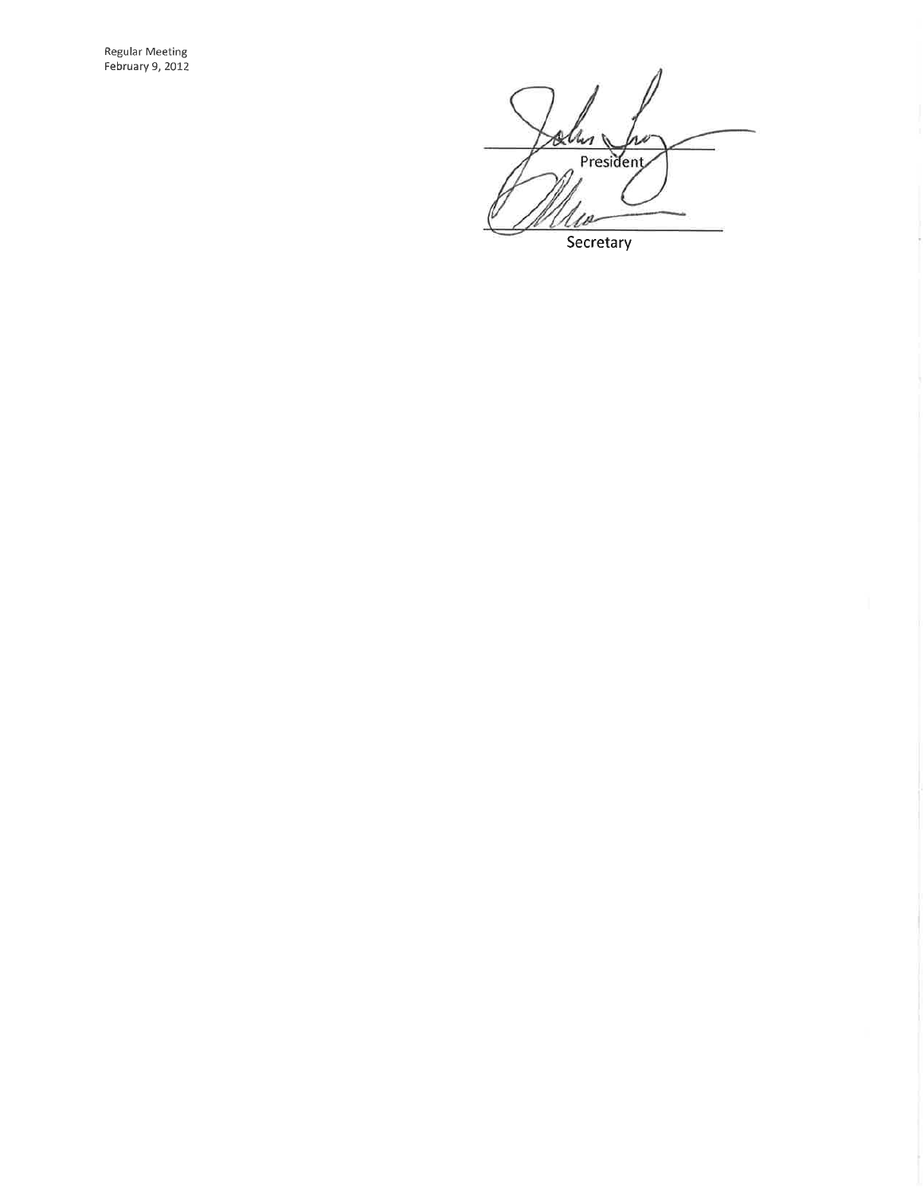President

Secretary